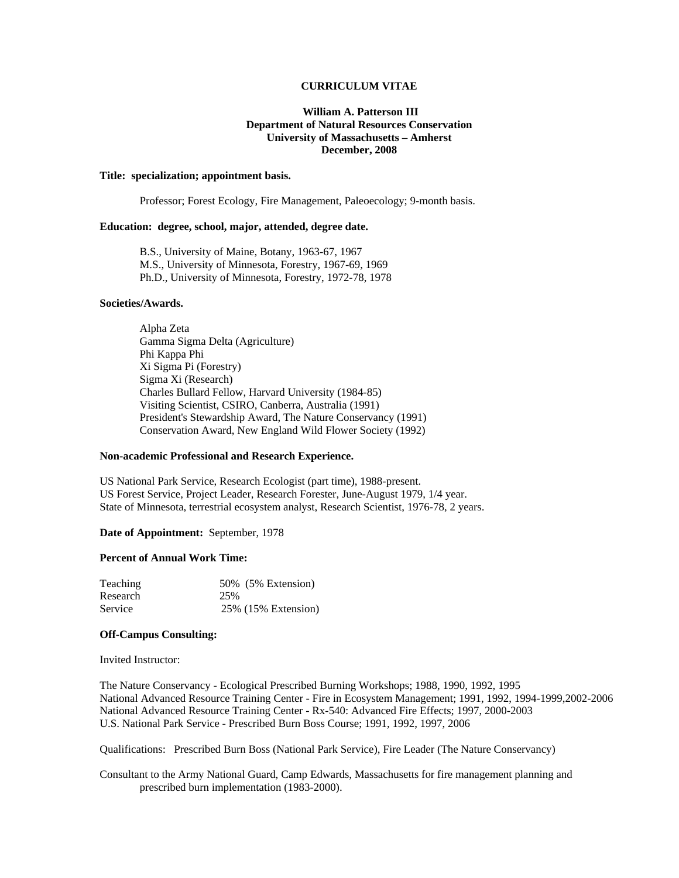# CURRICULUM VITAE

**William A. Patterson III**
**Department of Natural Resources Conservation**
**University of Massachusetts – Amherst**
**December, 2008**

**Title: specialization; appointment basis.**

Professor; Forest Ecology, Fire Management, Paleoecology; 9-month basis.

**Education: degree, school, major, attended, degree date.**

B.S., University of Maine, Botany, 1963-67, 1967
M.S., University of Minnesota, Forestry, 1967-69, 1969
Ph.D., University of Minnesota, Forestry, 1972-78, 1978

**Societies/Awards.**

Alpha Zeta
Gamma Sigma Delta (Agriculture)
Phi Kappa Phi
Xi Sigma Pi (Forestry)
Sigma Xi (Research)
Charles Bullard Fellow, Harvard University (1984-85)
Visiting Scientist, CSIRO, Canberra, Australia (1991)
President's Stewardship Award, The Nature Conservancy (1991)
Conservation Award, New England Wild Flower Society (1992)

**Non-academic Professional and Research Experience.**

US National Park Service, Research Ecologist (part time), 1988-present.
US Forest Service, Project Leader, Research Forester, June-August 1979, 1/4 year.
State of Minnesota, terrestrial ecosystem analyst, Research Scientist, 1976-78, 2 years.

**Date of Appointment:** September, 1978

**Percent of Annual Work Time:**

| | |
|---|---|
| Teaching | 50% (5% Extension) |
| Research | 25% |
| Service | 25% (15% Extension) |

**Off-Campus Consulting:**

Invited Instructor:

The Nature Conservancy - Ecological Prescribed Burning Workshops; 1988, 1990, 1992, 1995
National Advanced Resource Training Center - Fire in Ecosystem Management; 1991, 1992, 1994-1999,2002-2006
National Advanced Resource Training Center - Rx-540: Advanced Fire Effects; 1997, 2000-2003
U.S. National Park Service - Prescribed Burn Boss Course; 1991, 1992, 1997, 2006

Qualifications: Prescribed Burn Boss (National Park Service), Fire Leader (The Nature Conservancy)

Consultant to the Army National Guard, Camp Edwards, Massachusetts for fire management planning and prescribed burn implementation (1983-2000).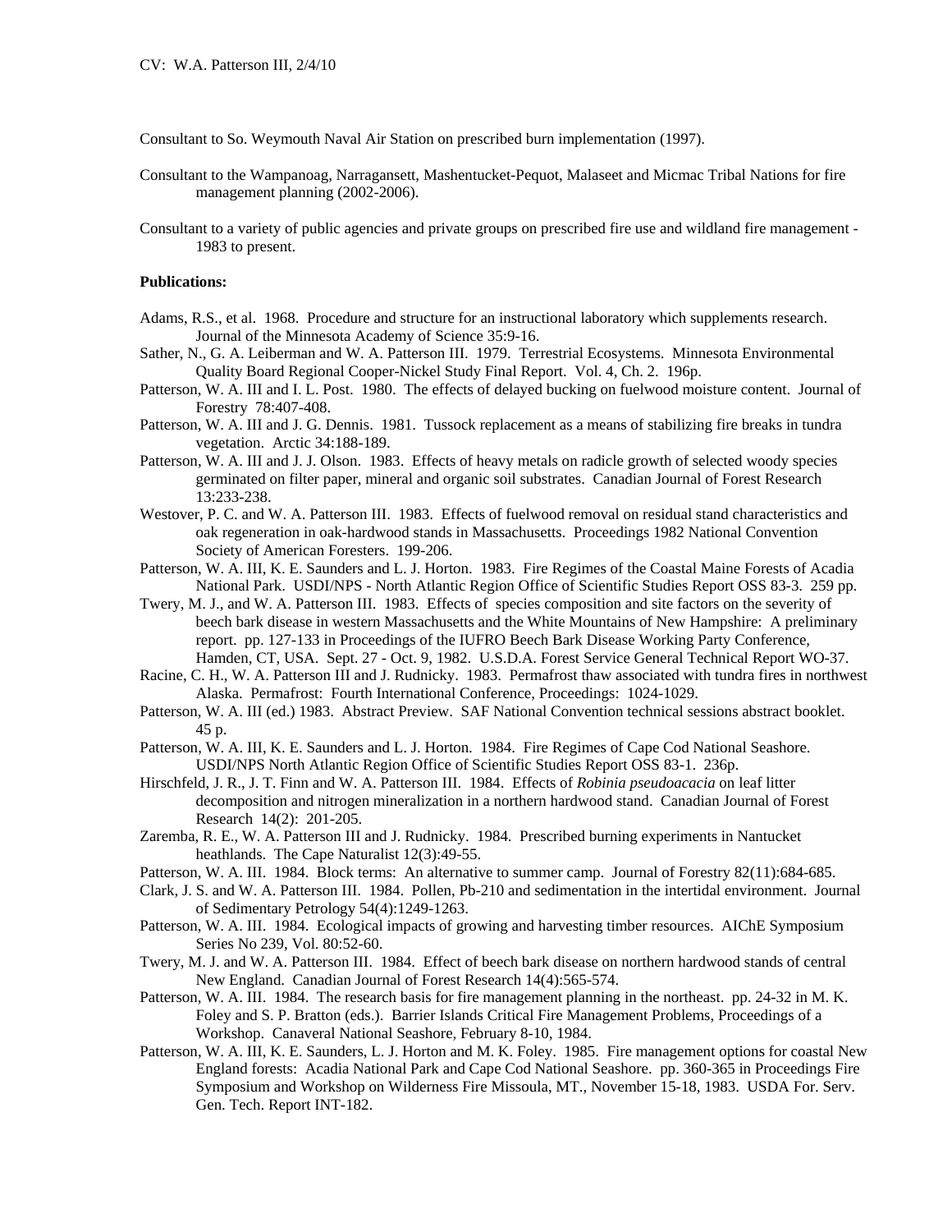Consultant to So. Weymouth Naval Air Station on prescribed burn implementation (1997).

Consultant to the Wampanoag, Narragansett, Mashentucket-Pequot, Malaseet and Micmac Tribal Nations for fire management planning (2002-2006).

Consultant to a variety of public agencies and private groups on prescribed fire use and wildland fire management - 1983 to present.

**Publications:**

Adams, R.S., et al. 1968. Procedure and structure for an instructional laboratory which supplements research. Journal of the Minnesota Academy of Science 35:9-16.

Sather, N., G. A. Leiberman and W. A. Patterson III. 1979. Terrestrial Ecosystems. Minnesota Environmental Quality Board Regional Cooper-Nickel Study Final Report. Vol. 4, Ch. 2. 196p.

Patterson, W. A. III and I. L. Post. 1980. The effects of delayed bucking on fuelwood moisture content. Journal of Forestry 78:407-408.

Patterson, W. A. III and J. G. Dennis. 1981. Tussock replacement as a means of stabilizing fire breaks in tundra vegetation. Arctic 34:188-189.

Patterson, W. A. III and J. J. Olson. 1983. Effects of heavy metals on radicle growth of selected woody species germinated on filter paper, mineral and organic soil substrates. Canadian Journal of Forest Research 13:233-238.

Westover, P. C. and W. A. Patterson III. 1983. Effects of fuelwood removal on residual stand characteristics and oak regeneration in oak-hardwood stands in Massachusetts. Proceedings 1982 National Convention Society of American Foresters. 199-206.

Patterson, W. A. III, K. E. Saunders and L. J. Horton. 1983. Fire Regimes of the Coastal Maine Forests of Acadia National Park. USDI/NPS - North Atlantic Region Office of Scientific Studies Report OSS 83-3. 259 pp.

Twery, M. J., and W. A. Patterson III. 1983. Effects of species composition and site factors on the severity of beech bark disease in western Massachusetts and the White Mountains of New Hampshire: A preliminary report. pp. 127-133 in Proceedings of the IUFRO Beech Bark Disease Working Party Conference, Hamden, CT, USA. Sept. 27 - Oct. 9, 1982. U.S.D.A. Forest Service General Technical Report WO-37.

Racine, C. H., W. A. Patterson III and J. Rudnicky. 1983. Permafrost thaw associated with tundra fires in northwest Alaska. Permafrost: Fourth International Conference, Proceedings: 1024-1029.

Patterson, W. A. III (ed.) 1983. Abstract Preview. SAF National Convention technical sessions abstract booklet. 45 p.

Patterson, W. A. III, K. E. Saunders and L. J. Horton. 1984. Fire Regimes of Cape Cod National Seashore. USDI/NPS North Atlantic Region Office of Scientific Studies Report OSS 83-1. 236p.

Hirschfeld, J. R., J. T. Finn and W. A. Patterson III. 1984. Effects of *Robinia pseudoacacia* on leaf litter decomposition and nitrogen mineralization in a northern hardwood stand. Canadian Journal of Forest Research 14(2): 201-205.

Zaremba, R. E., W. A. Patterson III and J. Rudnicky. 1984. Prescribed burning experiments in Nantucket heathlands. The Cape Naturalist 12(3):49-55.

Patterson, W. A. III. 1984. Block terms: An alternative to summer camp. Journal of Forestry 82(11):684-685.

Clark, J. S. and W. A. Patterson III. 1984. Pollen, Pb-210 and sedimentation in the intertidal environment. Journal of Sedimentary Petrology 54(4):1249-1263.

Patterson, W. A. III. 1984. Ecological impacts of growing and harvesting timber resources. AIChE Symposium Series No 239, Vol. 80:52-60.

Twery, M. J. and W. A. Patterson III. 1984. Effect of beech bark disease on northern hardwood stands of central New England. Canadian Journal of Forest Research 14(4):565-574.

Patterson, W. A. III. 1984. The research basis for fire management planning in the northeast. pp. 24-32 in M. K. Foley and S. P. Bratton (eds.). Barrier Islands Critical Fire Management Problems, Proceedings of a Workshop. Canaveral National Seashore, February 8-10, 1984.

Patterson, W. A. III, K. E. Saunders, L. J. Horton and M. K. Foley. 1985. Fire management options for coastal New England forests: Acadia National Park and Cape Cod National Seashore. pp. 360-365 in Proceedings Fire Symposium and Workshop on Wilderness Fire Missoula, MT., November 15-18, 1983. USDA For. Serv. Gen. Tech. Report INT-182.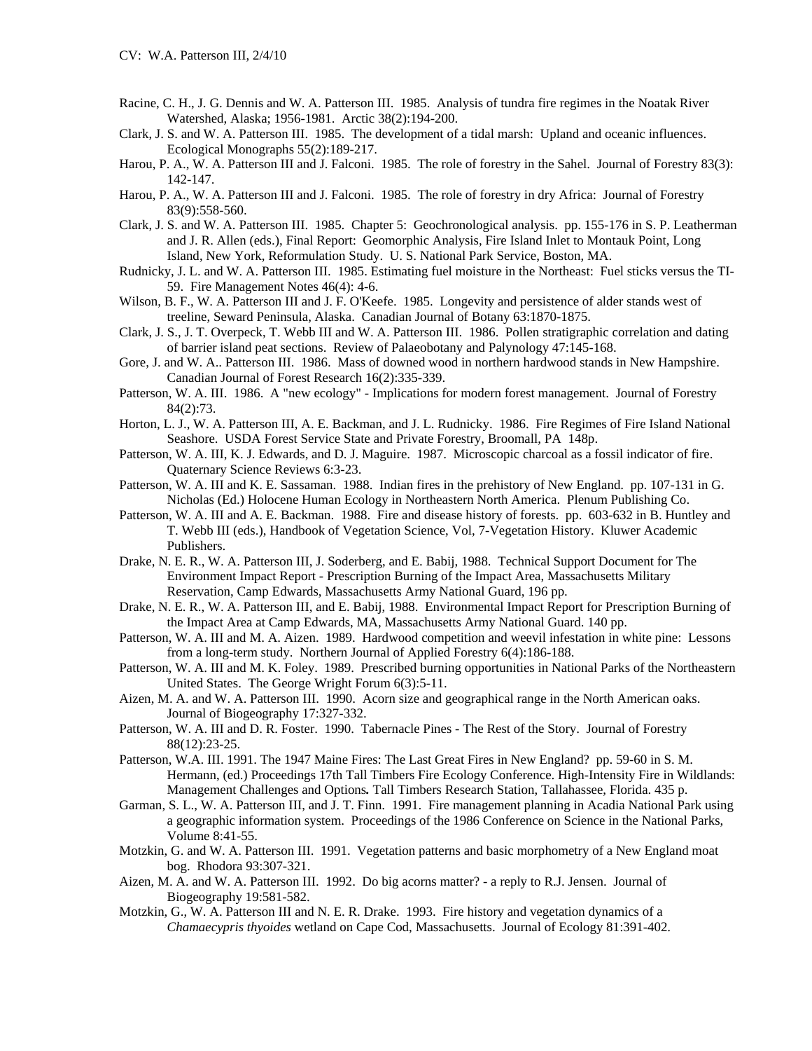Racine, C. H., J. G. Dennis and W. A. Patterson III. 1985. Analysis of tundra fire regimes in the Noatak River Watershed, Alaska; 1956-1981. Arctic 38(2):194-200.

Clark, J. S. and W. A. Patterson III. 1985. The development of a tidal marsh: Upland and oceanic influences. Ecological Monographs 55(2):189-217.

Harou, P. A., W. A. Patterson III and J. Falconi. 1985. The role of forestry in the Sahel. Journal of Forestry 83(3): 142-147.

Harou, P. A., W. A. Patterson III and J. Falconi. 1985. The role of forestry in dry Africa: Journal of Forestry 83(9):558-560.

Clark, J. S. and W. A. Patterson III. 1985. Chapter 5: Geochronological analysis. pp. 155-176 in S. P. Leatherman and J. R. Allen (eds.), Final Report: Geomorphic Analysis, Fire Island Inlet to Montauk Point, Long Island, New York, Reformulation Study. U. S. National Park Service, Boston, MA.

Rudnicky, J. L. and W. A. Patterson III. 1985. Estimating fuel moisture in the Northeast: Fuel sticks versus the TI-59. Fire Management Notes 46(4): 4-6.

Wilson, B. F., W. A. Patterson III and J. F. O'Keefe. 1985. Longevity and persistence of alder stands west of treeline, Seward Peninsula, Alaska. Canadian Journal of Botany 63:1870-1875.

Clark, J. S., J. T. Overpeck, T. Webb III and W. A. Patterson III. 1986. Pollen stratigraphic correlation and dating of barrier island peat sections. Review of Palaeobotany and Palynology 47:145-168.

Gore, J. and W. A.. Patterson III. 1986. Mass of downed wood in northern hardwood stands in New Hampshire. Canadian Journal of Forest Research 16(2):335-339.

Patterson, W. A. III. 1986. A "new ecology" - Implications for modern forest management. Journal of Forestry 84(2):73.

Horton, L. J., W. A. Patterson III, A. E. Backman, and J. L. Rudnicky. 1986. Fire Regimes of Fire Island National Seashore. USDA Forest Service State and Private Forestry, Broomall, PA 148p.

Patterson, W. A. III, K. J. Edwards, and D. J. Maguire. 1987. Microscopic charcoal as a fossil indicator of fire. Quaternary Science Reviews 6:3-23.

Patterson, W. A. III and K. E. Sassaman. 1988. Indian fires in the prehistory of New England. pp. 107-131 in G. Nicholas (Ed.) Holocene Human Ecology in Northeastern North America. Plenum Publishing Co.

Patterson, W. A. III and A. E. Backman. 1988. Fire and disease history of forests. pp. 603-632 in B. Huntley and T. Webb III (eds.), Handbook of Vegetation Science, Vol, 7-Vegetation History. Kluwer Academic Publishers.

Drake, N. E. R., W. A. Patterson III, J. Soderberg, and E. Babij, 1988. Technical Support Document for The Environment Impact Report - Prescription Burning of the Impact Area, Massachusetts Military Reservation, Camp Edwards, Massachusetts Army National Guard, 196 pp.

Drake, N. E. R., W. A. Patterson III, and E. Babij, 1988. Environmental Impact Report for Prescription Burning of the Impact Area at Camp Edwards, MA, Massachusetts Army National Guard. 140 pp.

Patterson, W. A. III and M. A. Aizen. 1989. Hardwood competition and weevil infestation in white pine: Lessons from a long-term study. Northern Journal of Applied Forestry 6(4):186-188.

Patterson, W. A. III and M. K. Foley. 1989. Prescribed burning opportunities in National Parks of the Northeastern United States. The George Wright Forum 6(3):5-11.

Aizen, M. A. and W. A. Patterson III. 1990. Acorn size and geographical range in the North American oaks. Journal of Biogeography 17:327-332.

Patterson, W. A. III and D. R. Foster. 1990. Tabernacle Pines - The Rest of the Story. Journal of Forestry 88(12):23-25.

Patterson, W.A. III. 1991. The 1947 Maine Fires: The Last Great Fires in New England? pp. 59-60 in S. M. Hermann, (ed.) Proceedings 17th Tall Timbers Fire Ecology Conference. High-Intensity Fire in Wildlands: Management Challenges and Options**.** Tall Timbers Research Station, Tallahassee, Florida. 435 p.

Garman, S. L., W. A. Patterson III, and J. T. Finn. 1991. Fire management planning in Acadia National Park using a geographic information system. Proceedings of the 1986 Conference on Science in the National Parks, Volume 8:41-55.

Motzkin, G. and W. A. Patterson III. 1991. Vegetation patterns and basic morphometry of a New England moat bog. Rhodora 93:307-321.

Aizen, M. A. and W. A. Patterson III. 1992. Do big acorns matter? - a reply to R.J. Jensen. Journal of Biogeography 19:581-582.

Motzkin, G., W. A. Patterson III and N. E. R. Drake. 1993. Fire history and vegetation dynamics of a *Chamaecypris thyoides* wetland on Cape Cod, Massachusetts. Journal of Ecology 81:391-402.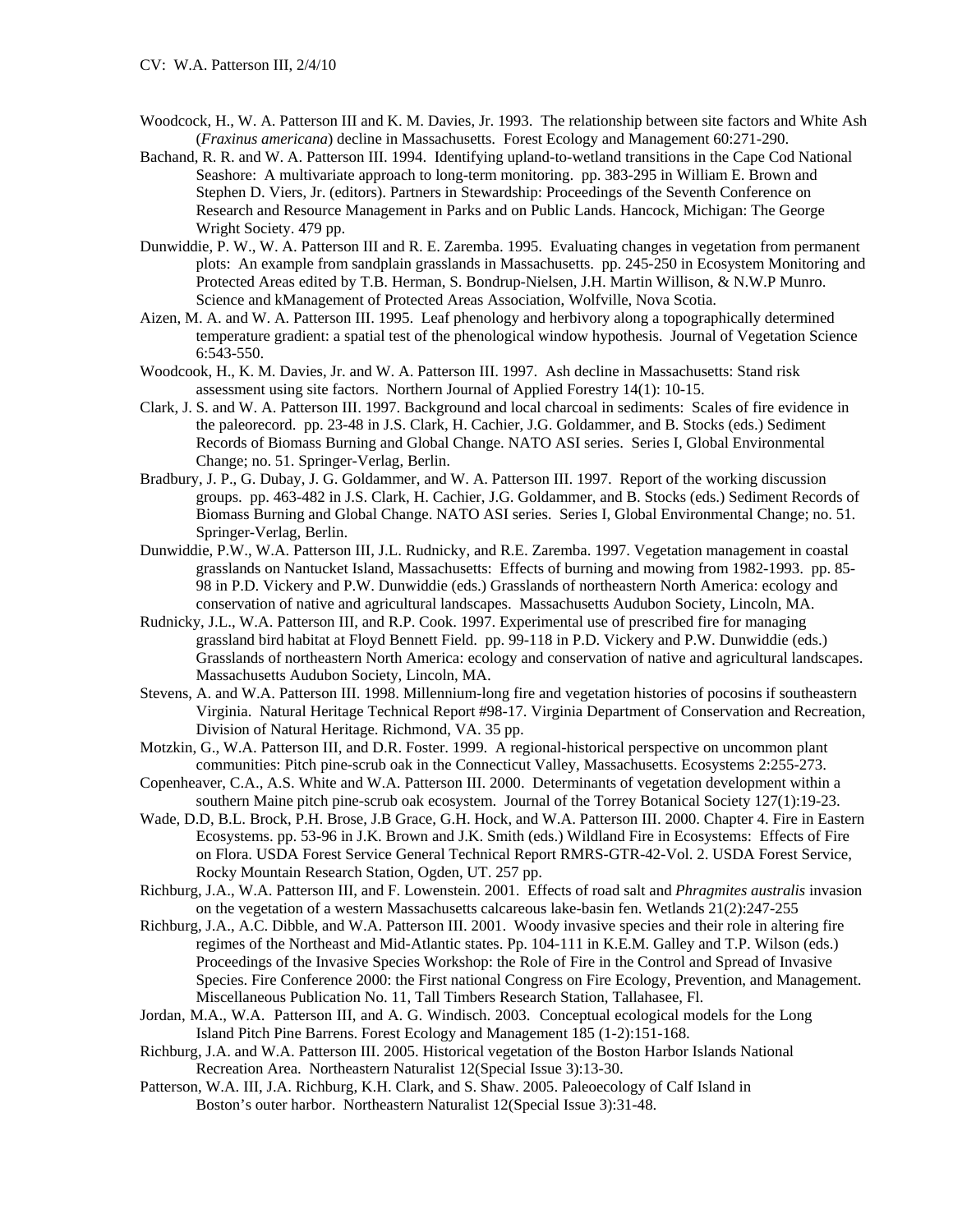Woodcock, H., W. A. Patterson III and K. M. Davies, Jr. 1993. The relationship between site factors and White Ash (*Fraxinus americana*) decline in Massachusetts. Forest Ecology and Management 60:271-290.

Bachand, R. R. and W. A. Patterson III. 1994. Identifying upland-to-wetland transitions in the Cape Cod National Seashore: A multivariate approach to long-term monitoring. pp. 383-295 in William E. Brown and Stephen D. Viers, Jr. (editors). Partners in Stewardship: Proceedings of the Seventh Conference on Research and Resource Management in Parks and on Public Lands. Hancock, Michigan: The George Wright Society. 479 pp.

Dunwiddie, P. W., W. A. Patterson III and R. E. Zaremba. 1995. Evaluating changes in vegetation from permanent plots: An example from sandplain grasslands in Massachusetts. pp. 245-250 in Ecosystem Monitoring and Protected Areas edited by T.B. Herman, S. Bondrup-Nielsen, J.H. Martin Willison, & N.W.P Munro. Science and kManagement of Protected Areas Association, Wolfville, Nova Scotia.

Aizen, M. A. and W. A. Patterson III. 1995. Leaf phenology and herbivory along a topographically determined temperature gradient: a spatial test of the phenological window hypothesis. Journal of Vegetation Science 6:543-550.

Woodcook, H., K. M. Davies, Jr. and W. A. Patterson III. 1997. Ash decline in Massachusetts: Stand risk assessment using site factors. Northern Journal of Applied Forestry 14(1): 10-15.

Clark, J. S. and W. A. Patterson III. 1997. Background and local charcoal in sediments: Scales of fire evidence in the paleorecord. pp. 23-48 in J.S. Clark, H. Cachier, J.G. Goldammer, and B. Stocks (eds.) Sediment Records of Biomass Burning and Global Change. NATO ASI series. Series I, Global Environmental Change; no. 51. Springer-Verlag, Berlin.

Bradbury, J. P., G. Dubay, J. G. Goldammer, and W. A. Patterson III. 1997. Report of the working discussion groups. pp. 463-482 in J.S. Clark, H. Cachier, J.G. Goldammer, and B. Stocks (eds.) Sediment Records of Biomass Burning and Global Change. NATO ASI series. Series I, Global Environmental Change; no. 51. Springer-Verlag, Berlin.

Dunwiddie, P.W., W.A. Patterson III, J.L. Rudnicky, and R.E. Zaremba. 1997. Vegetation management in coastal grasslands on Nantucket Island, Massachusetts: Effects of burning and mowing from 1982-1993. pp. 85-98 in P.D. Vickery and P.W. Dunwiddie (eds.) Grasslands of northeastern North America: ecology and conservation of native and agricultural landscapes. Massachusetts Audubon Society, Lincoln, MA.

Rudnicky, J.L., W.A. Patterson III, and R.P. Cook. 1997. Experimental use of prescribed fire for managing grassland bird habitat at Floyd Bennett Field. pp. 99-118 in P.D. Vickery and P.W. Dunwiddie (eds.) Grasslands of northeastern North America: ecology and conservation of native and agricultural landscapes. Massachusetts Audubon Society, Lincoln, MA.

Stevens, A. and W.A. Patterson III. 1998. Millennium-long fire and vegetation histories of pocosins if southeastern Virginia. Natural Heritage Technical Report #98-17. Virginia Department of Conservation and Recreation, Division of Natural Heritage. Richmond, VA. 35 pp.

Motzkin, G., W.A. Patterson III, and D.R. Foster. 1999. A regional-historical perspective on uncommon plant communities: Pitch pine-scrub oak in the Connecticut Valley, Massachusetts. Ecosystems 2:255-273.

Copenheaver, C.A., A.S. White and W.A. Patterson III. 2000. Determinants of vegetation development within a southern Maine pitch pine-scrub oak ecosystem. Journal of the Torrey Botanical Society 127(1):19-23.

Wade, D.D, B.L. Brock, P.H. Brose, J.B Grace, G.H. Hock, and W.A. Patterson III. 2000. Chapter 4. Fire in Eastern Ecosystems. pp. 53-96 in J.K. Brown and J.K. Smith (eds.) Wildland Fire in Ecosystems: Effects of Fire on Flora. USDA Forest Service General Technical Report RMRS-GTR-42-Vol. 2. USDA Forest Service, Rocky Mountain Research Station, Ogden, UT. 257 pp.

Richburg, J.A., W.A. Patterson III, and F. Lowenstein. 2001. Effects of road salt and *Phragmites australis* invasion on the vegetation of a western Massachusetts calcareous lake-basin fen. Wetlands 21(2):247-255

Richburg, J.A., A.C. Dibble, and W.A. Patterson III. 2001. Woody invasive species and their role in altering fire regimes of the Northeast and Mid-Atlantic states. Pp. 104-111 in K.E.M. Galley and T.P. Wilson (eds.) Proceedings of the Invasive Species Workshop: the Role of Fire in the Control and Spread of Invasive Species. Fire Conference 2000: the First national Congress on Fire Ecology, Prevention, and Management. Miscellaneous Publication No. 11, Tall Timbers Research Station, Tallahasee, Fl.

Jordan, M.A., W.A. Patterson III, and A. G. Windisch. 2003. Conceptual ecological models for the Long Island Pitch Pine Barrens. Forest Ecology and Management 185 (1-2):151-168.

Richburg, J.A. and W.A. Patterson III. 2005. Historical vegetation of the Boston Harbor Islands National Recreation Area. Northeastern Naturalist 12(Special Issue 3):13-30.

Patterson, W.A. III, J.A. Richburg, K.H. Clark, and S. Shaw. 2005. Paleoecology of Calf Island in Boston's outer harbor. Northeastern Naturalist 12(Special Issue 3):31-48.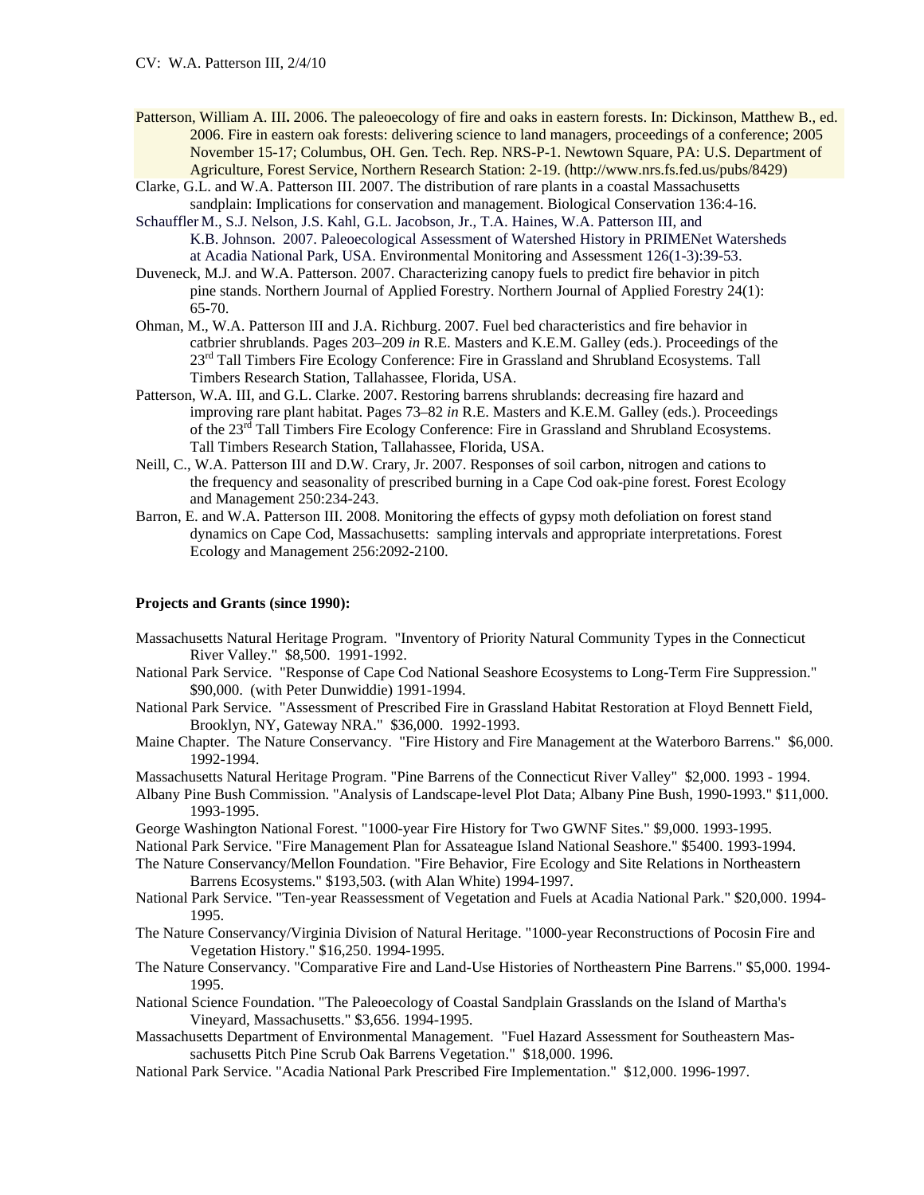Patterson, William A. III**.** 2006. The paleoecology of fire and oaks in eastern forests. In: Dickinson, Matthew B., ed. 2006. Fire in eastern oak forests: delivering science to land managers, proceedings of a conference; 2005 November 15-17; Columbus, OH. Gen. Tech. Rep. NRS-P-1. Newtown Square, PA: U.S. Department of Agriculture, Forest Service, Northern Research Station: 2-19. (http://www.nrs.fs.fed.us/pubs/8429)

Clarke, G.L. and W.A. Patterson III. 2007. The distribution of rare plants in a coastal Massachusetts sandplain: Implications for conservation and management. Biological Conservation 136:4-16.

Schauffler M., S.J. Nelson, J.S. Kahl, G.L. Jacobson, Jr., T.A. Haines, W.A. Patterson III, and K.B. Johnson. 2007. Paleoecological Assessment of Watershed History in PRIMENet Watersheds at Acadia National Park, USA. Environmental Monitoring and Assessment 126(1-3):39-53.

Duveneck, M.J. and W.A. Patterson. 2007. Characterizing canopy fuels to predict fire behavior in pitch pine stands. Northern Journal of Applied Forestry. Northern Journal of Applied Forestry 24(1): 65-70.

Ohman, M., W.A. Patterson III and J.A. Richburg. 2007. Fuel bed characteristics and fire behavior in catbrier shrublands. Pages 203–209 *in* R.E. Masters and K.E.M. Galley (eds.). Proceedings of the 23rd Tall Timbers Fire Ecology Conference: Fire in Grassland and Shrubland Ecosystems. Tall Timbers Research Station, Tallahassee, Florida, USA.

Patterson, W.A. III, and G.L. Clarke. 2007. Restoring barrens shrublands: decreasing fire hazard and improving rare plant habitat. Pages 73–82 *in* R.E. Masters and K.E.M. Galley (eds.). Proceedings of the 23rd Tall Timbers Fire Ecology Conference: Fire in Grassland and Shrubland Ecosystems. Tall Timbers Research Station, Tallahassee, Florida, USA.

Neill, C., W.A. Patterson III and D.W. Crary, Jr. 2007. Responses of soil carbon, nitrogen and cations to the frequency and seasonality of prescribed burning in a Cape Cod oak-pine forest. Forest Ecology and Management 250:234-243.

Barron, E. and W.A. Patterson III. 2008. Monitoring the effects of gypsy moth defoliation on forest stand dynamics on Cape Cod, Massachusetts: sampling intervals and appropriate interpretations. Forest Ecology and Management 256:2092-2100.

**Projects and Grants (since 1990):**

Massachusetts Natural Heritage Program. "Inventory of Priority Natural Community Types in the Connecticut River Valley." $8,500. 1991-1992.

National Park Service. "Response of Cape Cod National Seashore Ecosystems to Long-Term Fire Suppression." $90,000. (with Peter Dunwiddie) 1991-1994.

National Park Service. "Assessment of Prescribed Fire in Grassland Habitat Restoration at Floyd Bennett Field, Brooklyn, NY, Gateway NRA." $36,000. 1992-1993.

Maine Chapter. The Nature Conservancy. "Fire History and Fire Management at the Waterboro Barrens." $6,000. 1992-1994.

Massachusetts Natural Heritage Program. "Pine Barrens of the Connecticut River Valley" $2,000. 1993 - 1994.

Albany Pine Bush Commission. "Analysis of Landscape-level Plot Data; Albany Pine Bush, 1990-1993." $11,000. 1993-1995.

George Washington National Forest. "1000-year Fire History for Two GWNF Sites." $9,000. 1993-1995.

National Park Service. "Fire Management Plan for Assateague Island National Seashore." $5400. 1993-1994.

The Nature Conservancy/Mellon Foundation. "Fire Behavior, Fire Ecology and Site Relations in Northeastern Barrens Ecosystems." $193,503. (with Alan White) 1994-1997.

National Park Service. "Ten-year Reassessment of Vegetation and Fuels at Acadia National Park." $20,000. 1994-1995.

The Nature Conservancy/Virginia Division of Natural Heritage. "1000-year Reconstructions of Pocosin Fire and Vegetation History." $16,250. 1994-1995.

The Nature Conservancy. "Comparative Fire and Land-Use Histories of Northeastern Pine Barrens." $5,000. 1994-1995.

National Science Foundation. "The Paleoecology of Coastal Sandplain Grasslands on the Island of Martha's Vineyard, Massachusetts." $3,656. 1994-1995.

Massachusetts Department of Environmental Management. "Fuel Hazard Assessment for Southeastern Massachusetts Pitch Pine Scrub Oak Barrens Vegetation." $18,000. 1996.

National Park Service. "Acadia National Park Prescribed Fire Implementation." $12,000. 1996-1997.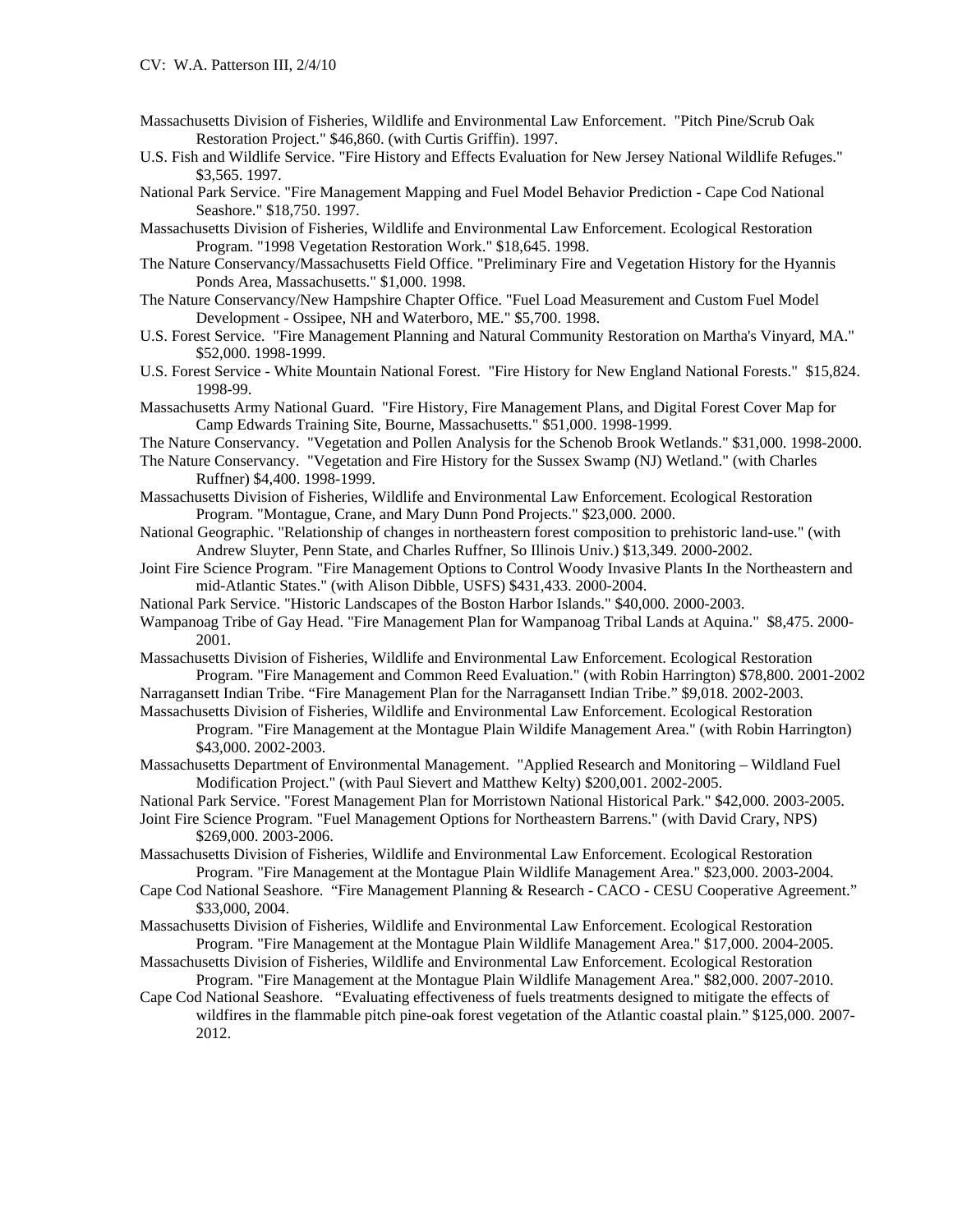Massachusetts Division of Fisheries, Wildlife and Environmental Law Enforcement. "Pitch Pine/Scrub Oak Restoration Project." $46,860. (with Curtis Griffin). 1997.

U.S. Fish and Wildlife Service. "Fire History and Effects Evaluation for New Jersey National Wildlife Refuges." $3,565. 1997.

National Park Service. "Fire Management Mapping and Fuel Model Behavior Prediction - Cape Cod National Seashore." $18,750. 1997.

Massachusetts Division of Fisheries, Wildlife and Environmental Law Enforcement. Ecological Restoration Program. "1998 Vegetation Restoration Work." $18,645. 1998.

The Nature Conservancy/Massachusetts Field Office. "Preliminary Fire and Vegetation History for the Hyannis Ponds Area, Massachusetts." $1,000. 1998.

The Nature Conservancy/New Hampshire Chapter Office. "Fuel Load Measurement and Custom Fuel Model Development - Ossipee, NH and Waterboro, ME." $5,700. 1998.

U.S. Forest Service. "Fire Management Planning and Natural Community Restoration on Martha's Vineyard, MA." $52,000. 1998-1999.

U.S. Forest Service - White Mountain National Forest. "Fire History for New England National Forests." $15,824. 1998-99.

Massachusetts Army National Guard. "Fire History, Fire Management Plans, and Digital Forest Cover Map for Camp Edwards Training Site, Bourne, Massachusetts." $51,000. 1998-1999.

The Nature Conservancy. "Vegetation and Pollen Analysis for the Schenob Brook Wetlands." $31,000. 1998-2000.

The Nature Conservancy. "Vegetation and Fire History for the Sussex Swamp (NJ) Wetland." (with Charles Ruffner) $4,400. 1998-1999.

Massachusetts Division of Fisheries, Wildlife and Environmental Law Enforcement. Ecological Restoration Program. "Montague, Crane, and Mary Dunn Pond Projects." $23,000. 2000.

National Geographic. "Relationship of changes in northeastern forest composition to prehistoric land-use." (with Andrew Sluyter, Penn State, and Charles Ruffner, So Illinois Univ.) $13,349. 2000-2002.

Joint Fire Science Program. "Fire Management Options to Control Woody Invasive Plants In the Northeastern and mid-Atlantic States." (with Alison Dibble, USFS) $431,433. 2000-2004.

National Park Service. "Historic Landscapes of the Boston Harbor Islands." $40,000. 2000-2003.

Wampanoag Tribe of Gay Head. "Fire Management Plan for Wampanoag Tribal Lands at Aquina." $8,475. 2000-2001.

Massachusetts Division of Fisheries, Wildlife and Environmental Law Enforcement. Ecological Restoration Program. "Fire Management and Common Reed Evaluation." (with Robin Harrington) $78,800. 2001-2002

Narragansett Indian Tribe. "Fire Management Plan for the Narragansett Indian Tribe." $9,018. 2002-2003.

Massachusetts Division of Fisheries, Wildlife and Environmental Law Enforcement. Ecological Restoration Program. "Fire Management at the Montague Plain Wildlife Management Area." (with Robin Harrington) $43,000. 2002-2003.

Massachusetts Department of Environmental Management. "Applied Research and Monitoring – Wildland Fuel Modification Project." (with Paul Sievert and Matthew Kelty) $200,001. 2002-2005.

National Park Service. "Forest Management Plan for Morristown National Historical Park." $42,000. 2003-2005.

Joint Fire Science Program. "Fuel Management Options for Northeastern Barrens." (with David Crary, NPS) $269,000. 2003-2006.

Massachusetts Division of Fisheries, Wildlife and Environmental Law Enforcement. Ecological Restoration Program. "Fire Management at the Montague Plain Wildlife Management Area." $23,000. 2003-2004.

Cape Cod National Seashore. "Fire Management Planning & Research - CACO - CESU Cooperative Agreement." $33,000, 2004.

Massachusetts Division of Fisheries, Wildlife and Environmental Law Enforcement. Ecological Restoration Program. "Fire Management at the Montague Plain Wildlife Management Area." $17,000. 2004-2005.

Massachusetts Division of Fisheries, Wildlife and Environmental Law Enforcement. Ecological Restoration Program. "Fire Management at the Montague Plain Wildlife Management Area." $82,000. 2007-2010.

Cape Cod National Seashore. "Evaluating effectiveness of fuels treatments designed to mitigate the effects of wildfires in the flammable pitch pine-oak forest vegetation of the Atlantic coastal plain." $125,000. 2007-2012.